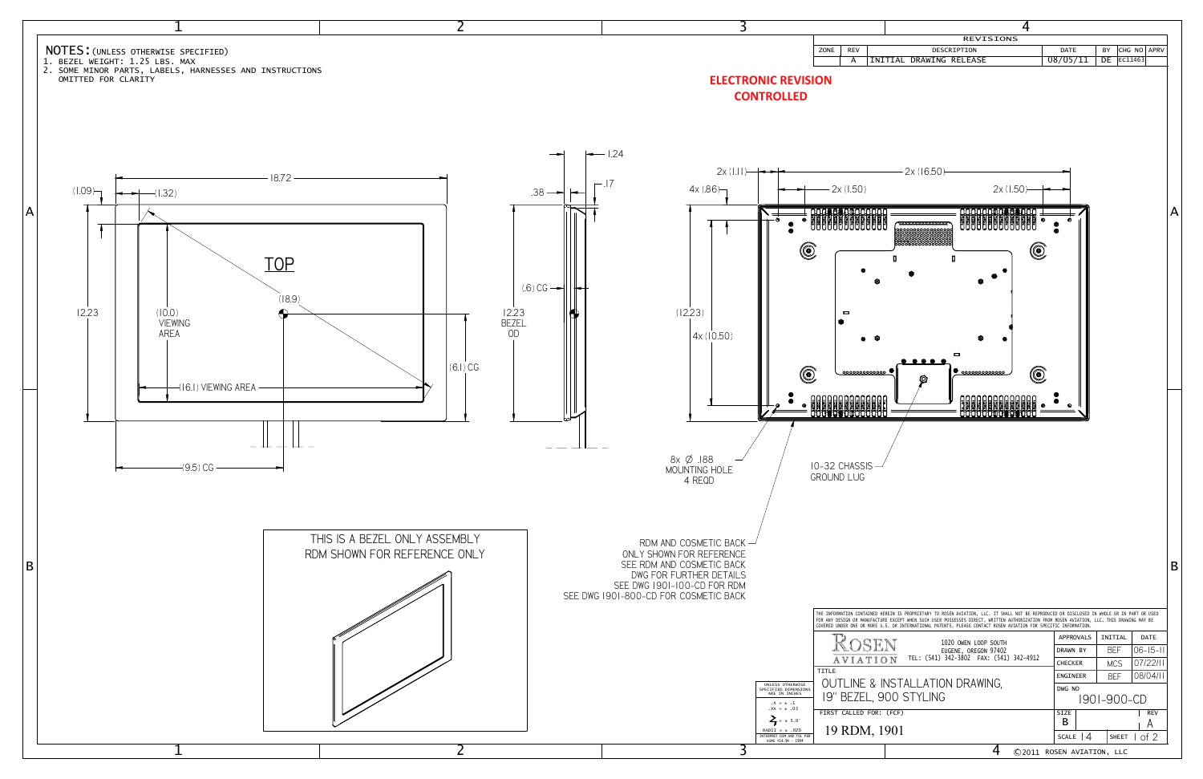NOTES: (UNLESS OTHERWISE SPECIFIED)

1. BEZEL WEIGHT: 1.25 LBS. MAX
2. SOME MINOR PARTS, LABELS, HARNESSES AND INSTRUCTIONS OMITTED FOR CLARITY

| ZONE | REV | DESCRIPTION | DATE | BY | CHG NO | APRV |
|---|---|---|---|---|---|---|
| | A | INITIAL DRAWING RELEASE | 08/05/11 | DE | EC11463 | |

**ELECTRONIC REVISION CONTROLLED**

TOP

18.72
(1.09)
(1.32)
12.23
(10.0) VIEWING AREA
(18.9)
(16.1) VIEWING AREA
(6.1) CG
(9.5) CG

1.24
.38
.17
(.6) CG
12.23 BEZEL OD

2x (1.11)
2x (16.50)
4x (.86)
2x (1.50)
2x (1.50)
(12.23)
4x (10.50)

8x Ø .188 MOUNTING HOLE 4 REQD

10-32 CHASSIS GROUND LUG

THIS IS A BEZEL ONLY ASSEMBLY
RDM SHOWN FOR REFERENCE ONLY

RDM AND COSMETIC BACK ONLY SHOWN FOR REFERENCE
SEE RDM AND COSMETIC BACK DWG FOR FURTHER DETAILS
SEE DWG 1901-100-CD FOR RDM
SEE DWG 1901-800-CD FOR COSMETIC BACK

THE INFORMATION CONTAINED HEREIN IS PROPRIETARY TO ROSEN AVIATION, LLC. IT SHALL NOT BE REPRODUCED OR DISCLOSED IN WHOLE OR IN PART OR USED FOR ANY DESIGN OR MANUFACTURE EXCEPT WHEN SUCH USER POSSESSES DIRECT, WRITTEN AUTHORIZATION FROM ROSEN AVIATION, LLC. THIS DRAWING MAY BE COVERED UNDER ONE OR MORE U.S. OR INTERNATIONAL PATENTS, PLEASE CONTACT ROSEN AVIATION FOR SPECIFIC INFORMATION.

ROSEN AVIATION
1020 OWEN LOOP SOUTH
EUGENE, OREGON 97402
TEL: (541) 342-3802 FAX: (541) 342-4912

| APPROVALS | INITIAL | DATE |
|---|---|---|
| DRAWN BY | BEF | 06-15-11 |
| CHECKER | MCS | 07/22/11 |
| ENGINEER | BEF | 08/04/11 |

UNLESS OTHERWISE SPECIFIED DIMENSIONS ARE IN INCHES
.X = ± .1
.XX = ± .03
∠ = ± 5.0°
RADII = ± .020
INTERPRET DIM AND TOL PER ASME Y14.5M - 1994

TITLE
OUTLINE & INSTALLATION DRAWING, 19" BEZEL, 900 STYLING

DWG NO 1901-900-CD

FIRST CALLED FOR: (FCF)
19 RDM, 1901

SIZE B | REV A
SCALE 1:4 | SHEET 1 of 2

©2011 ROSEN AVIATION, LLC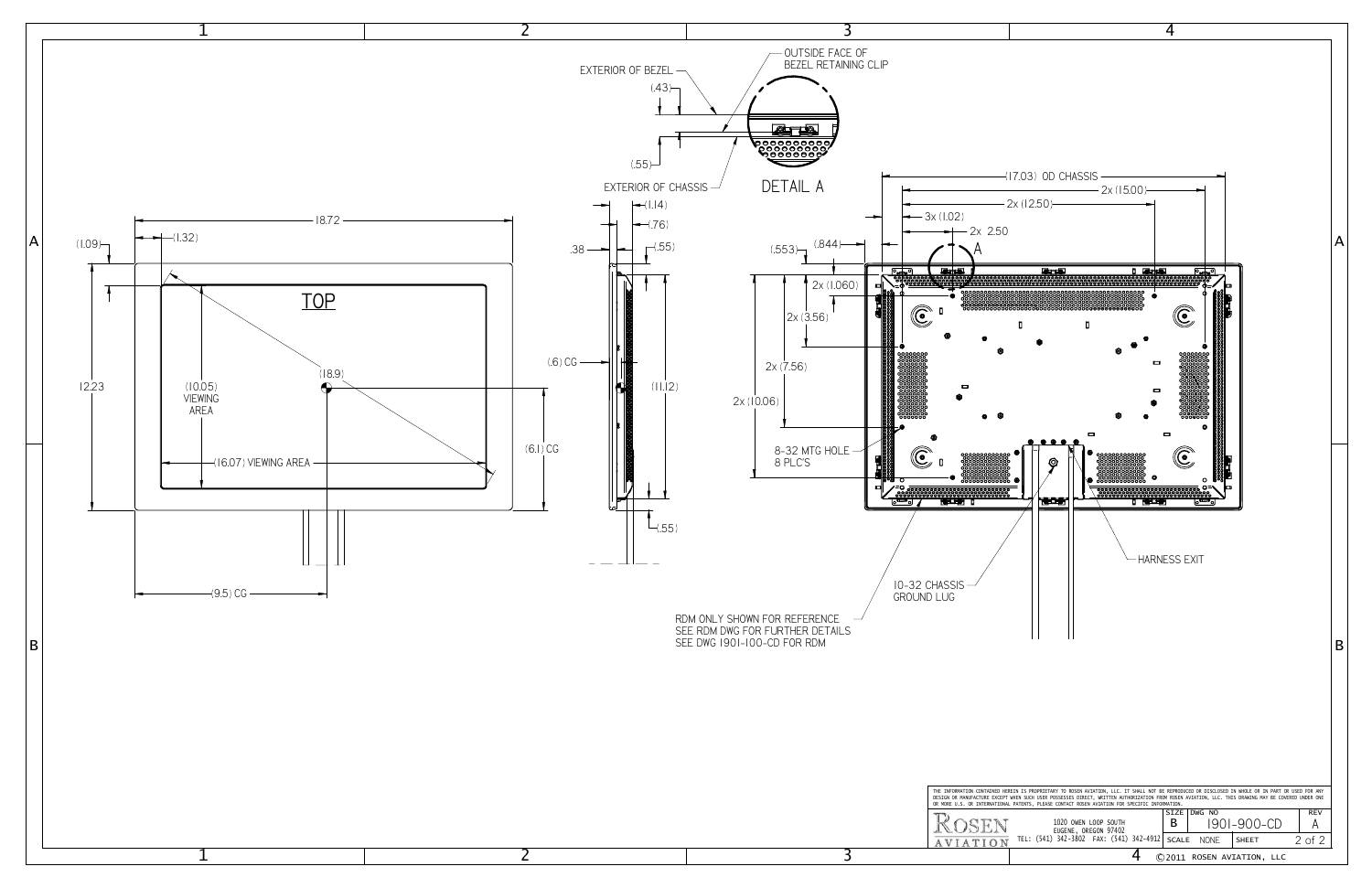OUTSIDE FACE OF BEZEL RETAINING CLIP

EXTERIOR OF BEZEL

(.43)

(.55)

EXTERIOR OF CHASSIS

DETAIL A

(1.14)

(.76)

.38

(.55)

(.6) CG

(11.12)

(.55)

18.72

(1.09)

(1.32)

TOP

12.23

(10.05) VIEWING AREA

(18.9)

(16.07) VIEWING AREA

(6.1) CG

(9.5) CG

(17.03) OD CHASSIS

2x (15.00)

2x (12.50)

3x (1.02)

2x 2.50

A

(.553)

(.844)

2x (1.060)

2x (3.56)

2x (7.56)

2x (10.06)

8-32 MTG HOLE 8 PLC'S

10-32 CHASSIS GROUND LUG

HARNESS EXIT

RDM ONLY SHOWN FOR REFERENCE
SEE RDM DWG FOR FURTHER DETAILS
SEE DWG 1901-100-CD FOR RDM

THE INFORMATION CONTAINED HEREIN IS PROPRIETARY TO ROSEN AVIATION, LLC. IT SHALL NOT BE REPRODUCED OR DISCLOSED IN WHOLE OR IN PART OR USED FOR ANY DESIGN OR MANUFACTURE EXCEPT WHEN SUCH USER POSSESSES DIRECT, WRITTEN AUTHORIZATION FROM ROSEN AVIATION, LLC. THIS DRAWING MAY BE COVERED UNDER ONE OR MORE U.S. OR INTERNATIONAL PATENTS, PLEASE CONTACT ROSEN AVIATION FOR SPECIFIC INFORMATION.

ROSEN AVIATION

1020 OWEN LOOP SOUTH
EUGENE, OREGON 97402
TEL: (541) 342-3802 FAX: (541) 342-4912

| SIZE | DWG NO | REV |
|---|---|---|
| B | 1901-900-CD | A |
| SCALE NONE | SHEET | 2 of 2 |

©2011 ROSEN AVIATION, LLC